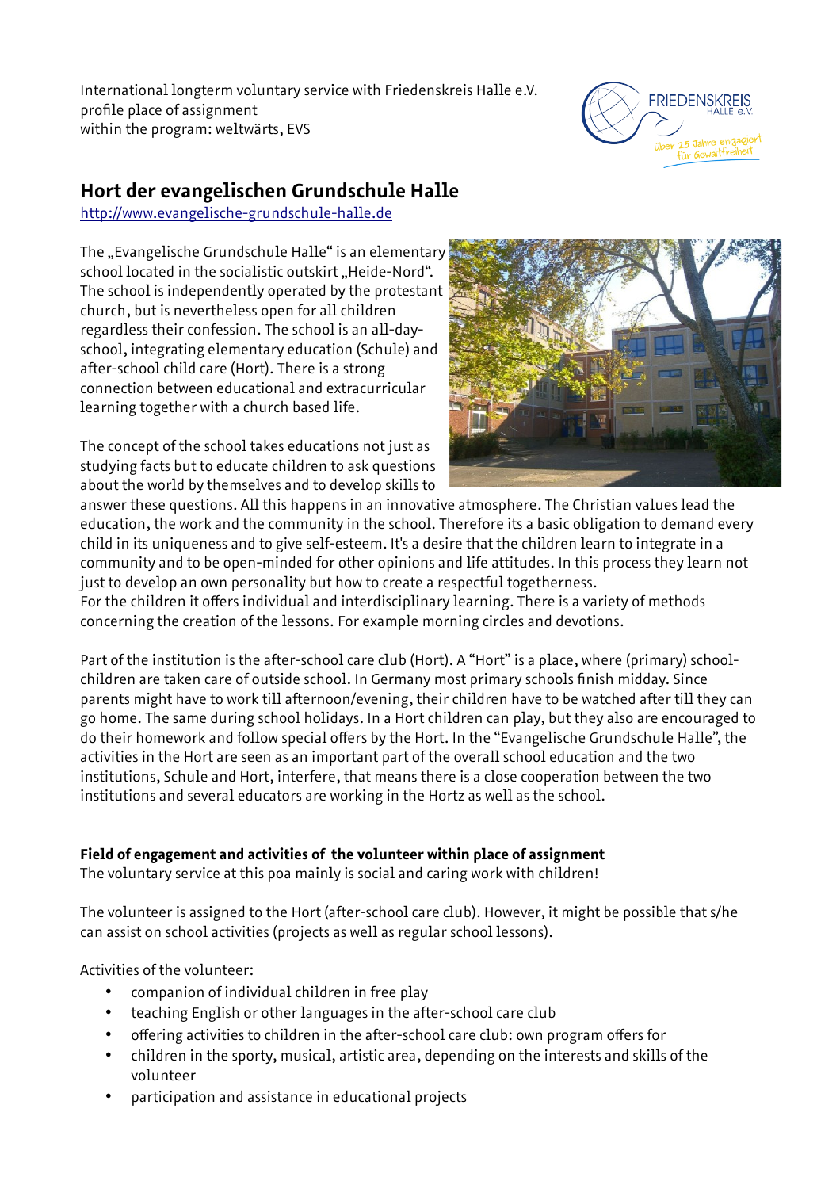International longterm voluntary service with Friedenskreis Halle e.V.
profile place of assignment
within the program: weltwärts, EVS

## Hort der evangelischen Grundschule Halle

http://www.evangelische-grundschule-halle.de

The „Evangelische Grundschule Halle" is an elementary school located in the socialistic outskirt „Heide-Nord". The school is independently operated by the protestant church, but is nevertheless open for all children regardless their confession. The school is an all-day-school, integrating elementary education (Schule) and after-school child care (Hort). There is a strong connection between educational and extracurricular learning together with a church based life.

The concept of the school takes educations not just as studying facts but to educate children to ask questions about the world by themselves and to develop skills to answer these questions. All this happens in an innovative atmosphere. The Christian values lead the education, the work and the community in the school. Therefore its a basic obligation to demand every child in its uniqueness and to give self-esteem. It's a desire that the children learn to integrate in a community and to be open-minded for other opinions and life attitudes. In this process they learn not just to develop an own personality but how to create a respectful togetherness.
For the children it offers individual and interdisciplinary learning. There is a variety of methods concerning the creation of the lessons. For example morning circles and devotions.

Part of the institution is the after-school care club (Hort). A "Hort" is a place, where (primary) school-children are taken care of outside school. In Germany most primary schools finish midday. Since parents might have to work till afternoon/evening, their children have to be watched after till they can go home. The same during school holidays. In a Hort children can play, but they also are encouraged to do their homework and follow special offers by the Hort. In the "Evangelische Grundschule Halle", the activities in the Hort are seen as an important part of the overall school education and the two institutions, Schule and Hort, interfere, that means there is a close cooperation between the two institutions and several educators are working in the Hortz as well as the school.

**Field of engagement and activities of the volunteer within place of assignment**
The voluntary service at this poa mainly is social and caring work with children!

The volunteer is assigned to the Hort (after-school care club). However, it might be possible that s/he can assist on school activities (projects as well as regular school lessons).

Activities of the volunteer:

- companion of individual children in free play
- teaching English or other languages in the after-school care club
- offering activities to children in the after-school care club: own program offers for
- children in the sporty, musical, artistic area, depending on the interests and skills of the volunteer
- participation and assistance in educational projects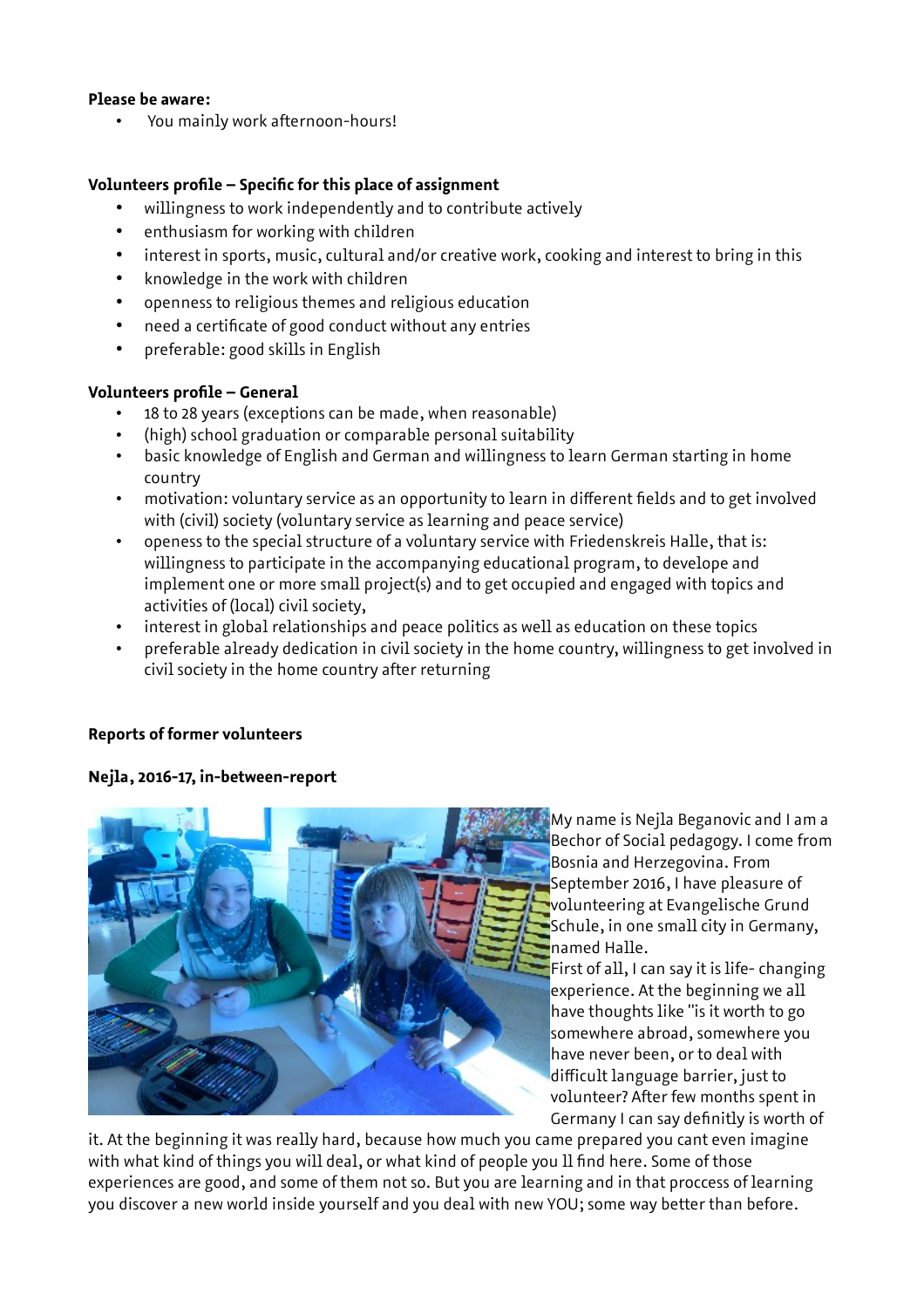**Please be aware:**

- You mainly work afternoon-hours!

**Volunteers profile – Specific for this place of assignment**

- willingness to work independently and to contribute actively
- enthusiasm for working with children
- interest in sports, music, cultural and/or creative work, cooking and interest to bring in this
- knowledge in the work with children
- openness to religious themes and religious education
- need a certificate of good conduct without any entries
- preferable: good skills in English

**Volunteers profile – General**

- 18 to 28 years (exceptions can be made, when reasonable)
- (high) school graduation or comparable personal suitability
- basic knowledge of English and German and willingness to learn German starting in home country
- motivation: voluntary service as an opportunity to learn in different fields and to get involved with (civil) society (voluntary service as learning and peace service)
- openess to the special structure of a voluntary service with Friedenskreis Halle, that is: willingness to participate in the accompanying educational program, to develope and implement one or more small project(s) and to get occupied and engaged with topics and activities of (local) civil society,
- interest in global relationships and peace politics as well as education on these topics
- preferable already dedication in civil society in the home country, willingness to get involved in civil society in the home country after returning

**Reports of former volunteers**

**Nejla, 2016-17, in-between-report**

My name is Nejla Beganovic and I am a Bechor of Social pedagogy. I come from Bosnia and Herzegovina. From September 2016, I have pleasure of volunteering at Evangelische Grund Schule, in one small city in Germany, named Halle.

First of all, I can say it is life- changing experience. At the beginning we all have thoughts like "is it worth to go somewhere abroad, somewhere you have never been, or to deal with difficult language barrier, just to volunteer? After few months spent in Germany I can say definitly is worth of it. At the beginning it was really hard, because how much you came prepared you cant even imagine with what kind of things you will deal, or what kind of people you ll find here. Some of those experiences are good, and some of them not so. But you are learning and in that proccess of learning you discover a new world inside yourself and you deal with new YOU; some way better than before.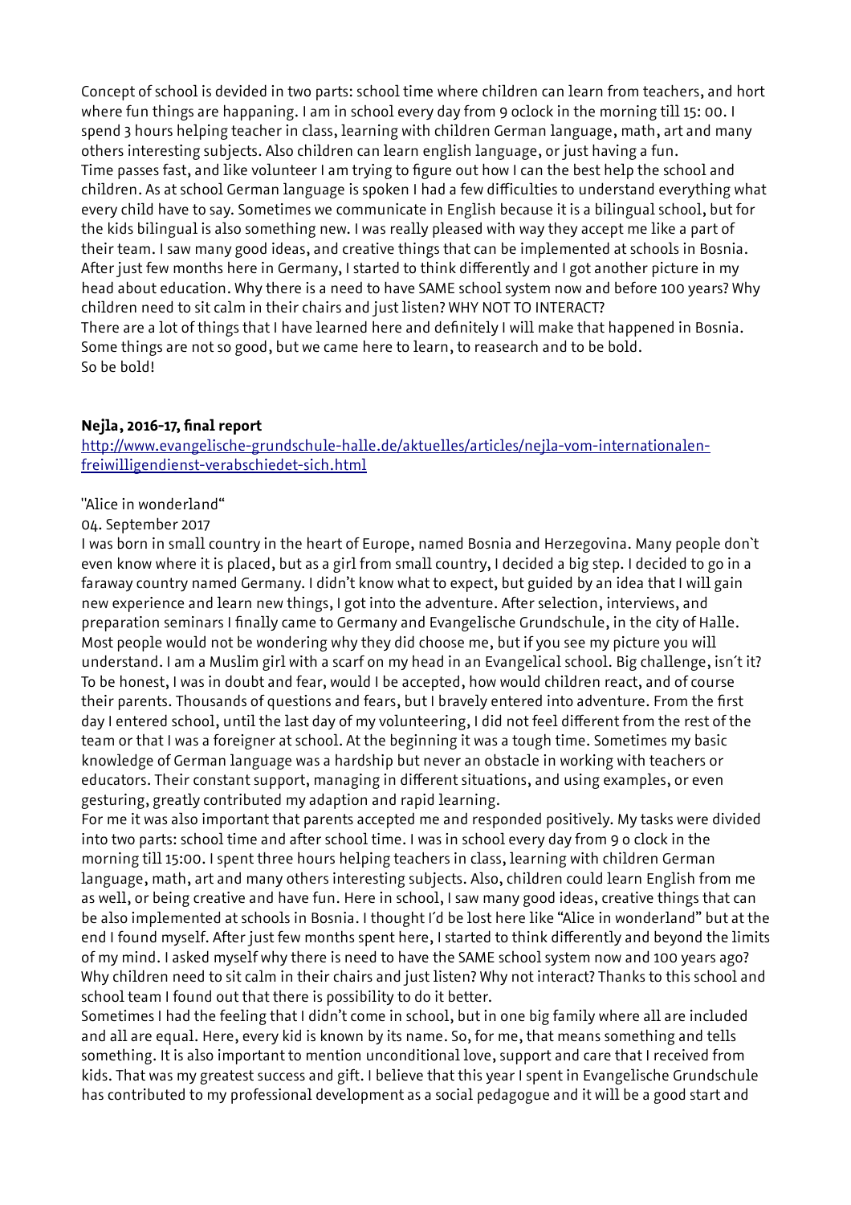Concept of school is devided in two parts: school time where children can learn from teachers, and hort where fun things are happaning. I am in school every day from 9 oclock in the morning till 15: 00. I spend 3 hours helping teacher in class, learning with children German language, math, art and many others interesting subjects. Also children can learn english language, or just having a fun.
Time passes fast, and like volunteer I am trying to figure out how I can the best help the school and children. As at school German language is spoken I had a few difficulties to understand everything what every child have to say. Sometimes we communicate in English because it is a bilingual school, but for the kids bilingual is also something new. I was really pleased with way they accept me like a part of their team. I saw many good ideas, and creative things that can be implemented at schools in Bosnia. After just few months here in Germany, I started to think differently and I got another picture in my head about education. Why there is a need to have SAME school system now and before 100 years? Why children need to sit calm in their chairs and just listen? WHY NOT TO INTERACT?
There are a lot of things that I have learned here and definitely I will make that happened in Bosnia. Some things are not so good, but we came here to learn, to reasearch and to be bold.
So be bold!

**Nejla, 2016-17, final report**

[http://www.evangelische-grundschule-halle.de/aktuelles/articles/nejla-vom-internationalen-freiwilligendienst-verabschiedet-sich.html](http://www.evangelische-grundschule-halle.de/aktuelles/articles/nejla-vom-internationalen-freiwilligendienst-verabschiedet-sich.html)

"Alice in wonderland“

04. September 2017

I was born in small country in the heart of Europe, named Bosnia and Herzegovina. Many people don`t even know where it is placed, but as a girl from small country, I decided a big step. I decided to go in a faraway country named Germany. I didn't know what to expect, but guided by an idea that I will gain new experience and learn new things, I got into the adventure. After selection, interviews, and preparation seminars I finally came to Germany and Evangelische Grundschule, in the city of Halle. Most people would not be wondering why they did choose me, but if you see my picture you will understand. I am a Muslim girl with a scarf on my head in an Evangelical school. Big challenge, isn´t it? To be honest, I was in doubt and fear, would I be accepted, how would children react, and of course their parents. Thousands of questions and fears, but I bravely entered into adventure. From the first day I entered school, until the last day of my volunteering, I did not feel different from the rest of the team or that I was a foreigner at school. At the beginning it was a tough time. Sometimes my basic knowledge of German language was a hardship but never an obstacle in working with teachers or educators. Their constant support, managing in different situations, and using examples, or even gesturing, greatly contributed my adaption and rapid learning.
For me it was also important that parents accepted me and responded positively. My tasks were divided into two parts: school time and after school time. I was in school every day from 9 o clock in the morning till 15:00. I spent three hours helping teachers in class, learning with children German language, math, art and many others interesting subjects. Also, children could learn English from me as well, or being creative and have fun. Here in school, I saw many good ideas, creative things that can be also implemented at schools in Bosnia. I thought I´d be lost here like "Alice in wonderland" but at the end I found myself. After just few months spent here, I started to think differently and beyond the limits of my mind. I asked myself why there is need to have the SAME school system now and 100 years ago? Why children need to sit calm in their chairs and just listen? Why not interact? Thanks to this school and school team I found out that there is possibility to do it better.
Sometimes I had the feeling that I didn't come in school, but in one big family where all are included and all are equal. Here, every kid is known by its name. So, for me, that means something and tells something. It is also important to mention unconditional love, support and care that I received from kids. That was my greatest success and gift. I believe that this year I spent in Evangelische Grundschule has contributed to my professional development as a social pedagogue and it will be a good start and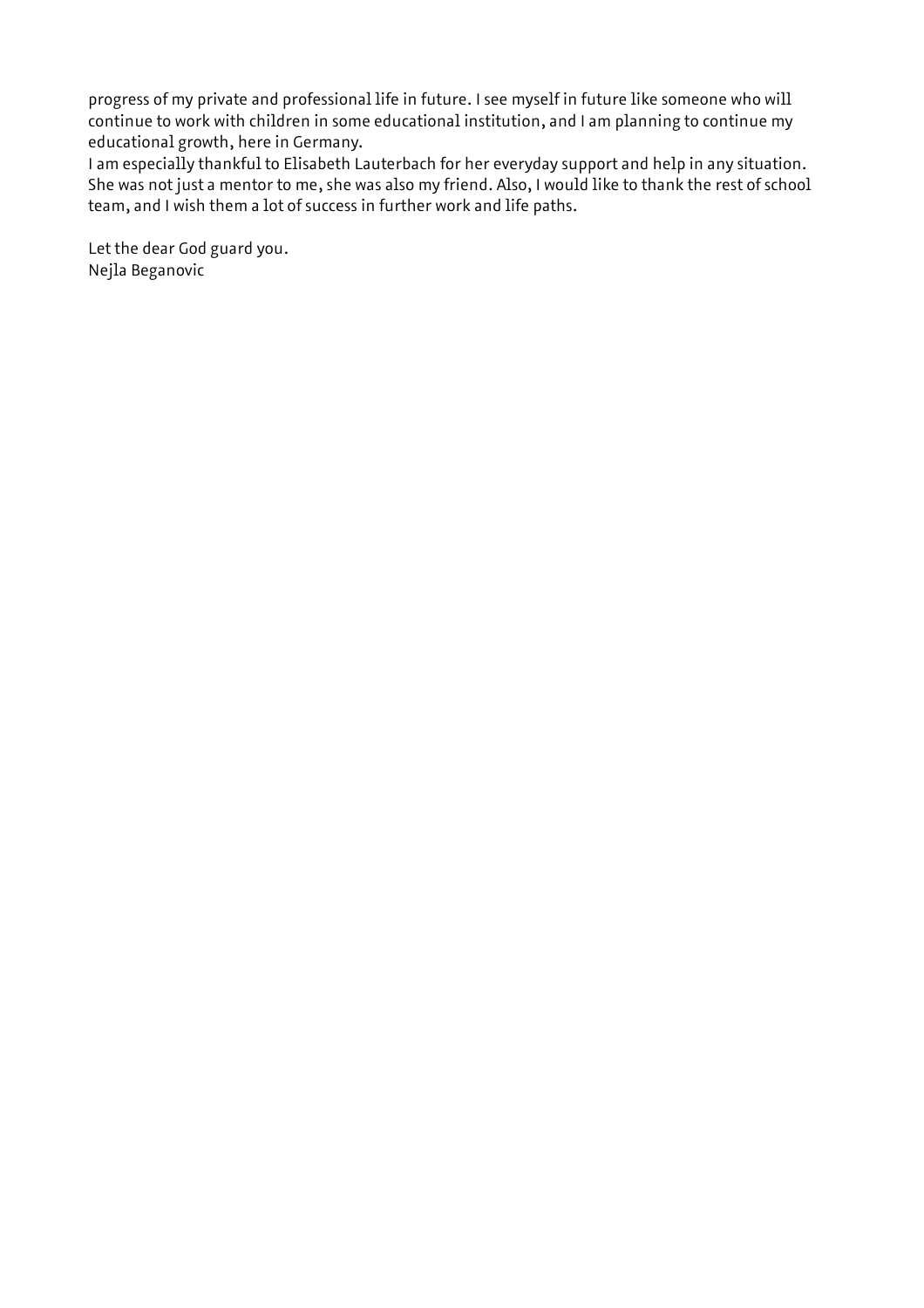progress of my private and professional life in future. I see myself in future like someone who will continue to work with children in some educational institution, and I am planning to continue my educational growth, here in Germany.
I am especially thankful to Elisabeth Lauterbach for her everyday support and help in any situation. She was not just a mentor to me, she was also my friend. Also, I would like to thank the rest of school team, and I wish them a lot of success in further work and life paths.

Let the dear God guard you.
Nejla Beganovic